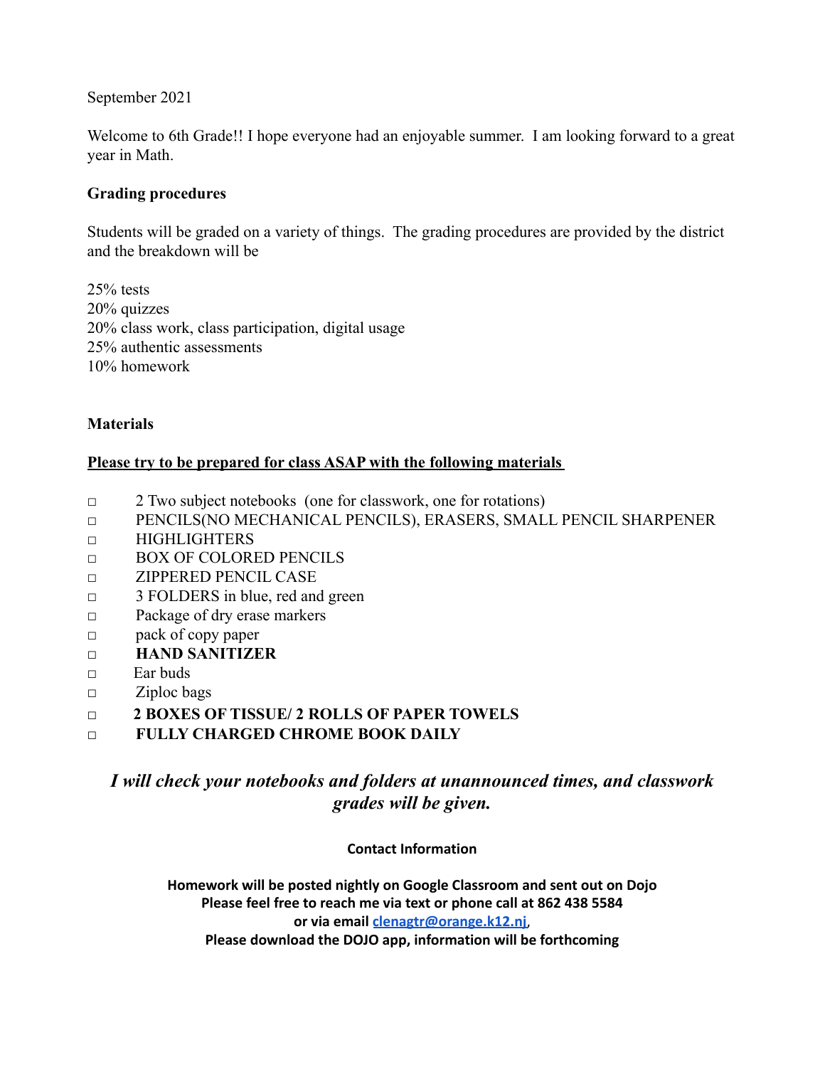September 2021

Welcome to 6th Grade!! I hope everyone had an enjoyable summer. I am looking forward to a great year in Math.

**Grading procedures**

Students will be graded on a variety of things. The grading procedures are provided by the district and the breakdown will be

25% tests
20% quizzes
20% class work, class participation, digital usage
25% authentic assessments
10% homework

**Materials**

**<u>Please try to be prepared for class ASAP with the following materials</u>**

- ▢ 2 Two subject notebooks (one for classwork, one for rotations)
- ▢ PENCILS(NO MECHANICAL PENCILS), ERASERS, SMALL PENCIL SHARPENER
- ▢ HIGHLIGHTERS
- ▢ BOX OF COLORED PENCILS
- ▢ ZIPPERED PENCIL CASE
- ▢ 3 FOLDERS in blue, red and green
- ▢ Package of dry erase markers
- ▢ pack of copy paper
- ▢ **HAND SANITIZER**
- ▢ Ear buds
- ▢ Ziploc bags
- ▢ **2 BOXES OF TISSUE/ 2 ROLLS OF PAPER TOWELS**
- ▢ **FULLY CHARGED CHROME BOOK DAILY**

***I will check your notebooks and folders at unannounced times, and classwork grades will be given.***

**Contact Information**

**Homework will be posted nightly on Google Classroom and sent out on Dojo**
**Please feel free to reach me via text or phone call at 862 438 5584**
**or via email clenagtr@orange.k12.nj,**
**Please download the DOJO app, information will be forthcoming**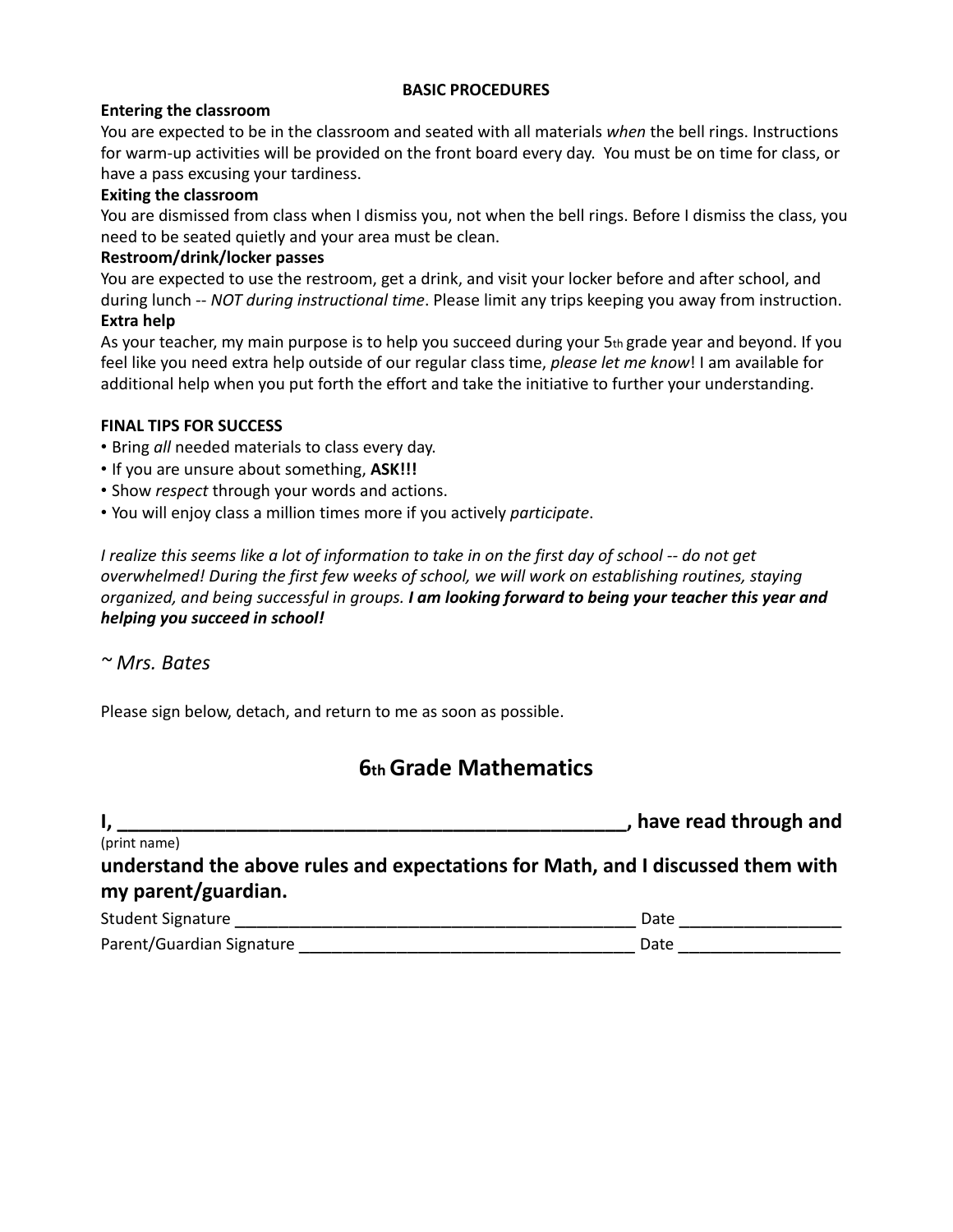## BASIC PROCEDURES

**Entering the classroom**

You are expected to be in the classroom and seated with all materials *when* the bell rings. Instructions for warm-up activities will be provided on the front board every day. You must be on time for class, or have a pass excusing your tardiness.

**Exiting the classroom**

You are dismissed from class when I dismiss you, not when the bell rings. Before I dismiss the class, you need to be seated quietly and your area must be clean.

**Restroom/drink/locker passes**

You are expected to use the restroom, get a drink, and visit your locker before and after school, and during lunch -- *NOT during instructional time*. Please limit any trips keeping you away from instruction.

**Extra help**

As your teacher, my main purpose is to help you succeed during your 5th grade year and beyond. If you feel like you need extra help outside of our regular class time, *please let me know*! I am available for additional help when you put forth the effort and take the initiative to further your understanding.

**FINAL TIPS FOR SUCCESS**

- Bring *all* needed materials to class every day.
- If you are unsure about something, **ASK!!!**
- Show *respect* through your words and actions.
- You will enjoy class a million times more if you actively *participate*.

*I realize this seems like a lot of information to take in on the first day of school -- do not get overwhelmed! During the first few weeks of school, we will work on establishing routines, staying organized, and being successful in groups.* ***I am looking forward to being your teacher this year and helping you succeed in school!***

*~ Mrs. Bates*

Please sign below, detach, and return to me as soon as possible.

## 6th Grade Mathematics

**I, ________________________________________________, have read through and**

(print name)

**understand the above rules and expectations for Math, and I discussed them with my parent/guardian.**

Student Signature ________________________________________ Date _______________

Parent/Guardian Signature __________________________________ Date _______________